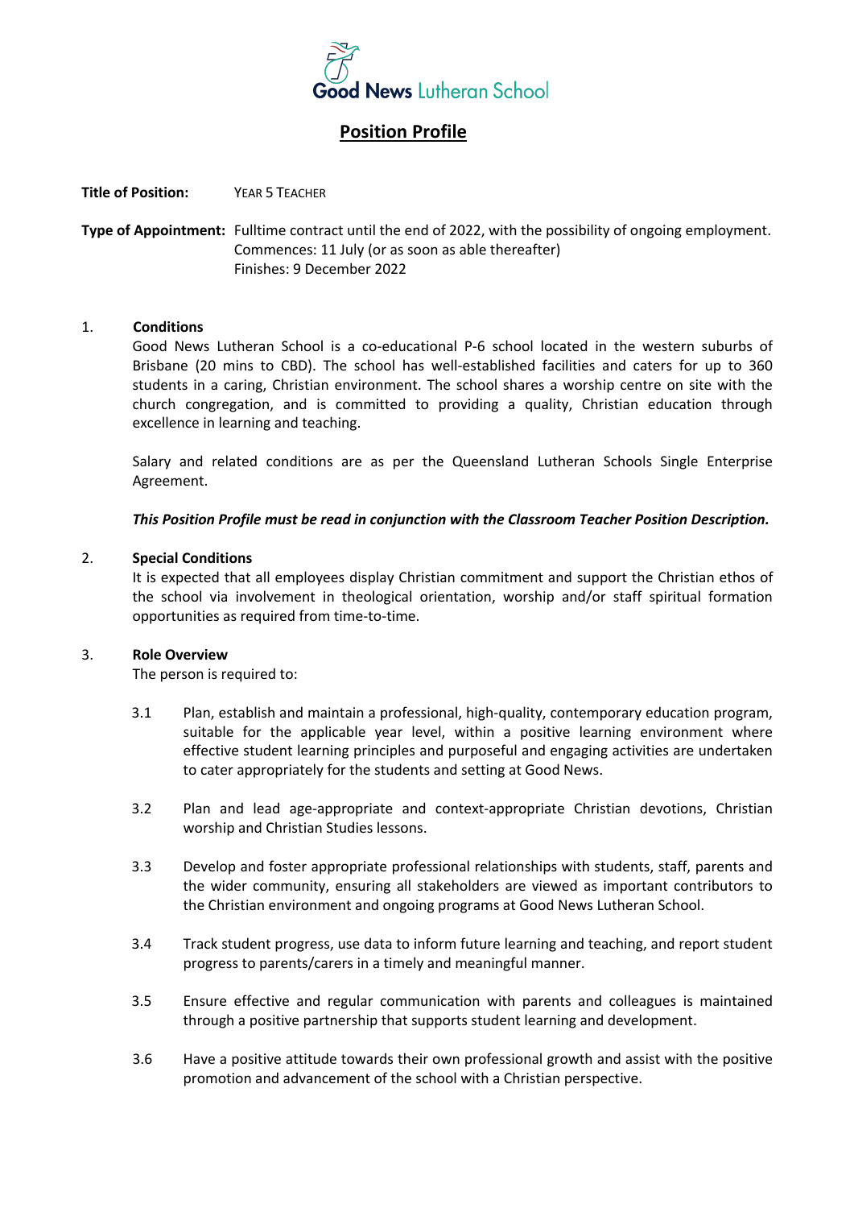Good News Lutheran School

# Position Profile

**Title of Position:** Year 5 Teacher

**Type of Appointment:** Fulltime contract until the end of 2022, with the possibility of ongoing employment.
Commences: 11 July (or as soon as able thereafter)
Finishes: 9 December 2022

1. **Conditions**

   Good News Lutheran School is a co-educational P-6 school located in the western suburbs of Brisbane (20 mins to CBD). The school has well-established facilities and caters for up to 360 students in a caring, Christian environment. The school shares a worship centre on site with the church congregation, and is committed to providing a quality, Christian education through excellence in learning and teaching.

   Salary and related conditions are as per the Queensland Lutheran Schools Single Enterprise Agreement.

   ***This Position Profile must be read in conjunction with the Classroom Teacher Position Description.***

2. **Special Conditions**

   It is expected that all employees display Christian commitment and support the Christian ethos of the school via involvement in theological orientation, worship and/or staff spiritual formation opportunities as required from time-to-time.

3. **Role Overview**

   The person is required to:

   3.1 Plan, establish and maintain a professional, high-quality, contemporary education program, suitable for the applicable year level, within a positive learning environment where effective student learning principles and purposeful and engaging activities are undertaken to cater appropriately for the students and setting at Good News.

   3.2 Plan and lead age-appropriate and context-appropriate Christian devotions, Christian worship and Christian Studies lessons.

   3.3 Develop and foster appropriate professional relationships with students, staff, parents and the wider community, ensuring all stakeholders are viewed as important contributors to the Christian environment and ongoing programs at Good News Lutheran School.

   3.4 Track student progress, use data to inform future learning and teaching, and report student progress to parents/carers in a timely and meaningful manner.

   3.5 Ensure effective and regular communication with parents and colleagues is maintained through a positive partnership that supports student learning and development.

   3.6 Have a positive attitude towards their own professional growth and assist with the positive promotion and advancement of the school with a Christian perspective.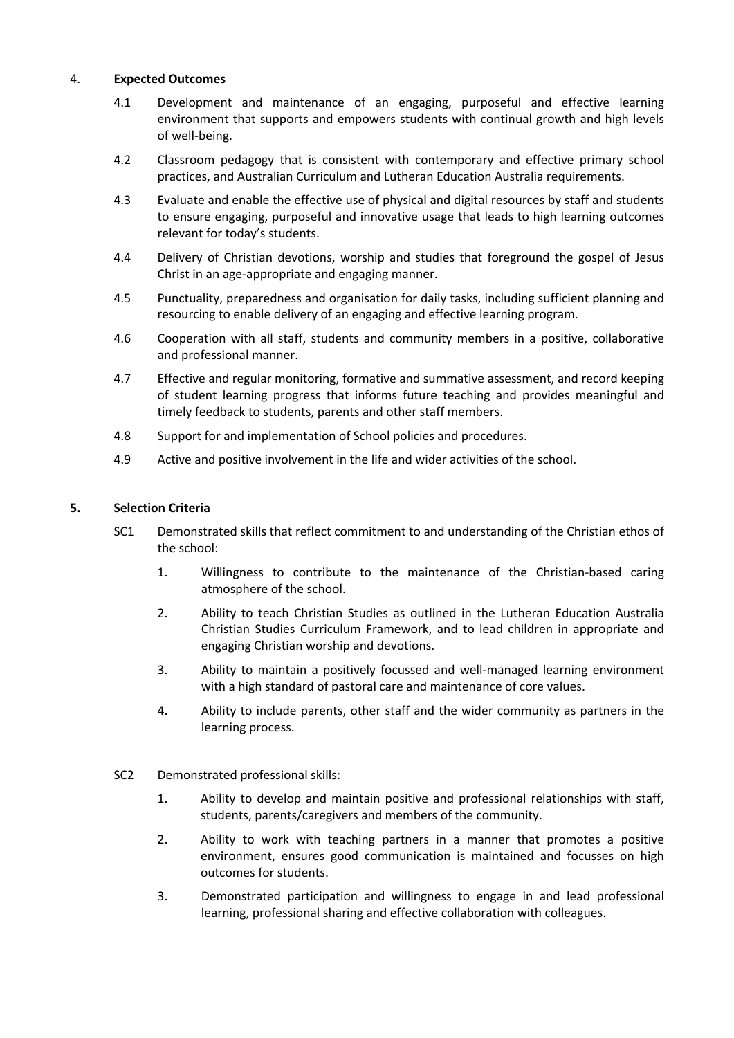## 4. Expected Outcomes

4.1 Development and maintenance of an engaging, purposeful and effective learning environment that supports and empowers students with continual growth and high levels of well-being.

4.2 Classroom pedagogy that is consistent with contemporary and effective primary school practices, and Australian Curriculum and Lutheran Education Australia requirements.

4.3 Evaluate and enable the effective use of physical and digital resources by staff and students to ensure engaging, purposeful and innovative usage that leads to high learning outcomes relevant for today's students.

4.4 Delivery of Christian devotions, worship and studies that foreground the gospel of Jesus Christ in an age-appropriate and engaging manner.

4.5 Punctuality, preparedness and organisation for daily tasks, including sufficient planning and resourcing to enable delivery of an engaging and effective learning program.

4.6 Cooperation with all staff, students and community members in a positive, collaborative and professional manner.

4.7 Effective and regular monitoring, formative and summative assessment, and record keeping of student learning progress that informs future teaching and provides meaningful and timely feedback to students, parents and other staff members.

4.8 Support for and implementation of School policies and procedures.

4.9 Active and positive involvement in the life and wider activities of the school.

## 5. Selection Criteria

SC1 Demonstrated skills that reflect commitment to and understanding of the Christian ethos of the school:

1. Willingness to contribute to the maintenance of the Christian-based caring atmosphere of the school.
2. Ability to teach Christian Studies as outlined in the Lutheran Education Australia Christian Studies Curriculum Framework, and to lead children in appropriate and engaging Christian worship and devotions.
3. Ability to maintain a positively focussed and well-managed learning environment with a high standard of pastoral care and maintenance of core values.
4. Ability to include parents, other staff and the wider community as partners in the learning process.

SC2 Demonstrated professional skills:

1. Ability to develop and maintain positive and professional relationships with staff, students, parents/caregivers and members of the community.
2. Ability to work with teaching partners in a manner that promotes a positive environment, ensures good communication is maintained and focusses on high outcomes for students.
3. Demonstrated participation and willingness to engage in and lead professional learning, professional sharing and effective collaboration with colleagues.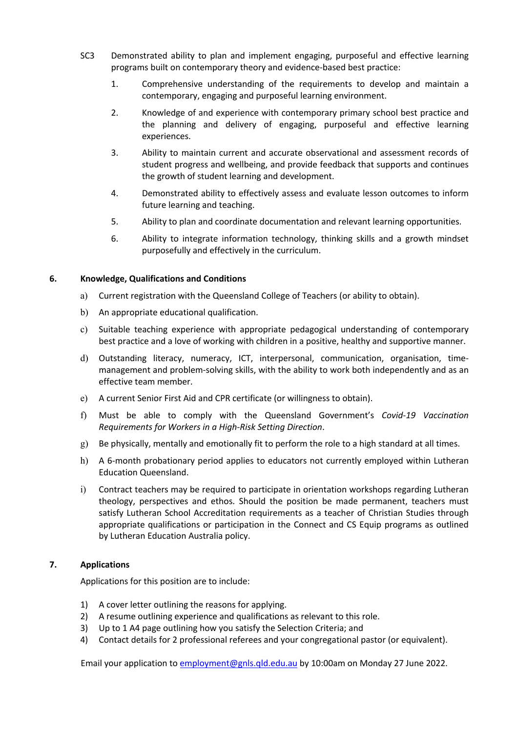SC3 Demonstrated ability to plan and implement engaging, purposeful and effective learning programs built on contemporary theory and evidence-based best practice:

1. Comprehensive understanding of the requirements to develop and maintain a contemporary, engaging and purposeful learning environment.
2. Knowledge of and experience with contemporary primary school best practice and the planning and delivery of engaging, purposeful and effective learning experiences.
3. Ability to maintain current and accurate observational and assessment records of student progress and wellbeing, and provide feedback that supports and continues the growth of student learning and development.
4. Demonstrated ability to effectively assess and evaluate lesson outcomes to inform future learning and teaching.
5. Ability to plan and coordinate documentation and relevant learning opportunities.
6. Ability to integrate information technology, thinking skills and a growth mindset purposefully and effectively in the curriculum.

## 6. Knowledge, Qualifications and Conditions

a) Current registration with the Queensland College of Teachers (or ability to obtain).

b) An appropriate educational qualification.

c) Suitable teaching experience with appropriate pedagogical understanding of contemporary best practice and a love of working with children in a positive, healthy and supportive manner.

d) Outstanding literacy, numeracy, ICT, interpersonal, communication, organisation, time-management and problem-solving skills, with the ability to work both independently and as an effective team member.

e) A current Senior First Aid and CPR certificate (or willingness to obtain).

f) Must be able to comply with the Queensland Government's *Covid-19 Vaccination Requirements for Workers in a High-Risk Setting Direction*.

g) Be physically, mentally and emotionally fit to perform the role to a high standard at all times.

h) A 6-month probationary period applies to educators not currently employed within Lutheran Education Queensland.

i) Contract teachers may be required to participate in orientation workshops regarding Lutheran theology, perspectives and ethos. Should the position be made permanent, teachers must satisfy Lutheran School Accreditation requirements as a teacher of Christian Studies through appropriate qualifications or participation in the Connect and CS Equip programs as outlined by Lutheran Education Australia policy.

## 7. Applications

Applications for this position are to include:

1) A cover letter outlining the reasons for applying.
2) A resume outlining experience and qualifications as relevant to this role.
3) Up to 1 A4 page outlining how you satisfy the Selection Criteria; and
4) Contact details for 2 professional referees and your congregational pastor (or equivalent).

Email your application to employment@gnls.qld.edu.au by 10:00am on Monday 27 June 2022.